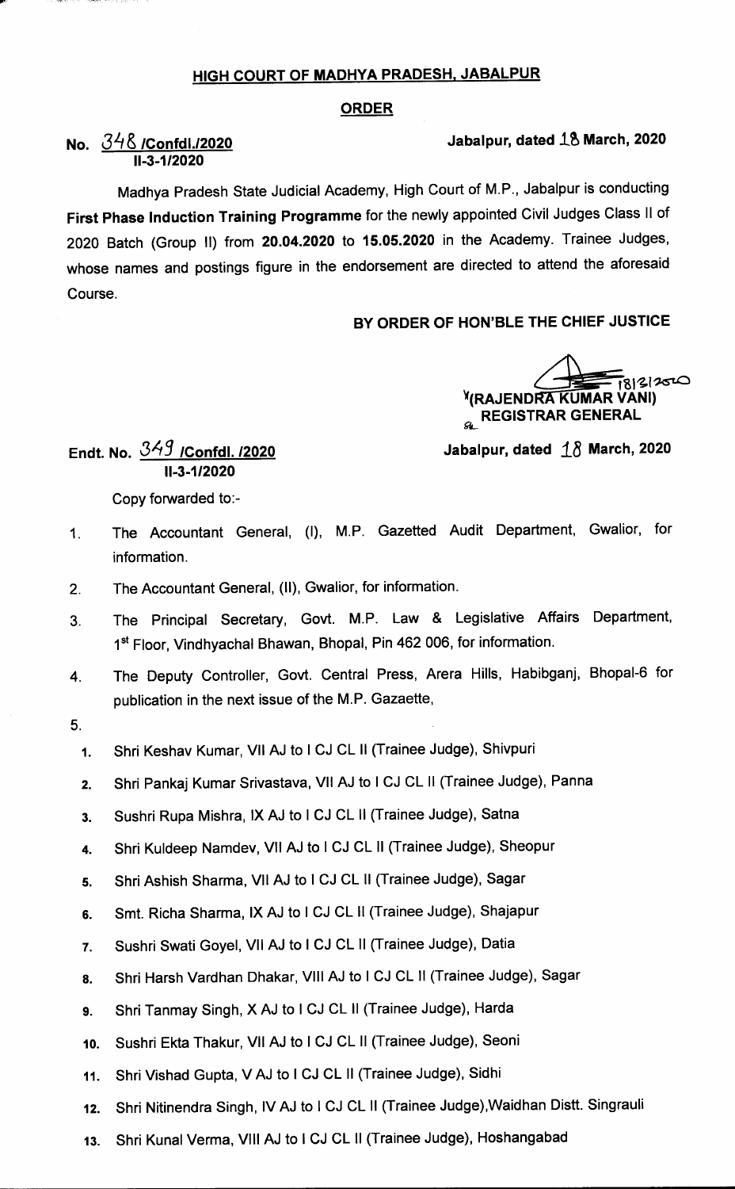## HIGH COURT OF MADHYA PRADESH, JABALPUR

### ORDER

**No. 348 /Confdl./2020** **Jabalpur, dated 18 March, 2020**
**II-3-1/2020**

Madhya Pradesh State Judicial Academy, High Court of M.P., Jabalpur is conducting **First Phase Induction Training Programme** for the newly appointed Civil Judges Class II of 2020 Batch (Group II) from **20.04.2020 to 15.05.2020** in the Academy. Trainee Judges, whose names and postings figure in the endorsement are directed to attend the aforesaid Course.

**BY ORDER OF HON'BLE THE CHIEF JUSTICE**

18/3/2020
**(RAJENDRA KUMAR VANI)**
**REGISTRAR GENERAL**

**Endt. No. 349 /Confdl. /2020** **Jabalpur, dated 18 March, 2020**
**II-3-1/2020**

Copy forwarded to:-

1. The Accountant General, (I), M.P. Gazetted Audit Department, Gwalior, for information.
2. The Accountant General, (II), Gwalior, for information.
3. The Principal Secretary, Govt. M.P. Law & Legislative Affairs Department, 1st Floor, Vindhyachal Bhawan, Bhopal, Pin 462 006, for information.
4. The Deputy Controller, Govt. Central Press, Arera Hills, Habibganj, Bhopal-6 for publication in the next issue of the M.P. Gazaette,
5.
   1. Shri Keshav Kumar, VII AJ to I CJ CL II (Trainee Judge), Shivpuri
   2. Shri Pankaj Kumar Srivastava, VII AJ to I CJ CL II (Trainee Judge), Panna
   3. Sushri Rupa Mishra, IX AJ to I CJ CL II (Trainee Judge), Satna
   4. Shri Kuldeep Namdev, VII AJ to I CJ CL II (Trainee Judge), Sheopur
   5. Shri Ashish Sharma, VII AJ to I CJ CL II (Trainee Judge), Sagar
   6. Smt. Richa Sharma, IX AJ to I CJ CL II (Trainee Judge), Shajapur
   7. Sushri Swati Goyel, VII AJ to I CJ CL II (Trainee Judge), Datia
   8. Shri Harsh Vardhan Dhakar, VIII AJ to I CJ CL II (Trainee Judge), Sagar
   9. Shri Tanmay Singh, X AJ to I CJ CL II (Trainee Judge), Harda
   10. Sushri Ekta Thakur, VII AJ to I CJ CL II (Trainee Judge), Seoni
   11. Shri Vishad Gupta, V AJ to I CJ CL II (Trainee Judge), Sidhi
   12. Shri Nitinendra Singh, IV AJ to I CJ CL II (Trainee Judge),Waidhan Distt. Singrauli
   13. Shri Kunal Verma, VIII AJ to I CJ CL II (Trainee Judge), Hoshangabad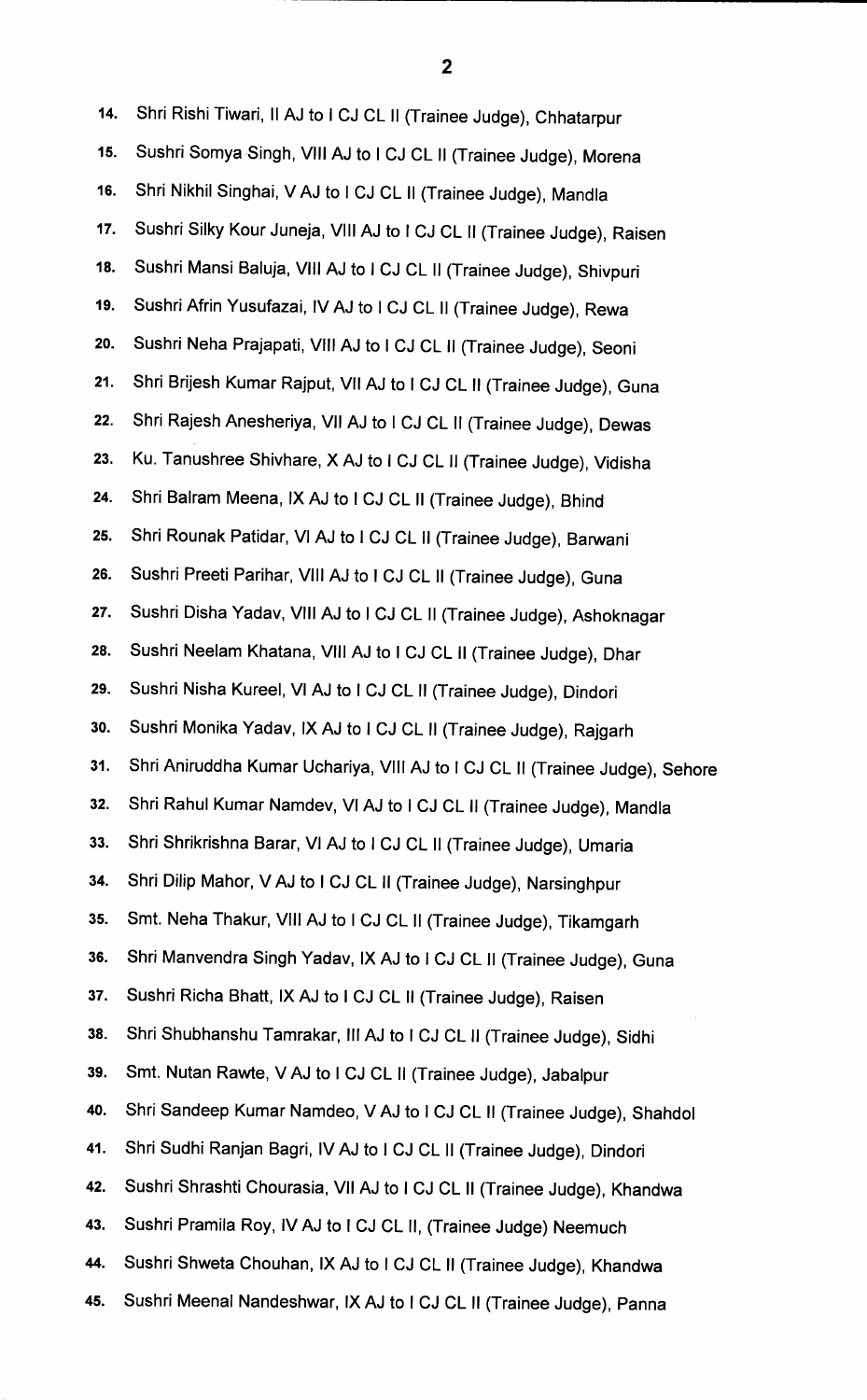14. Shri Rishi Tiwari, II AJ to I CJ CL II (Trainee Judge), Chhatarpur
15. Sushri Somya Singh, VIII AJ to I CJ CL II (Trainee Judge), Morena
16. Shri Nikhil Singhai, V AJ to I CJ CL II (Trainee Judge), Mandla
17. Sushri Silky Kour Juneja, VIII AJ to I CJ CL II (Trainee Judge), Raisen
18. Sushri Mansi Baluja, VIII AJ to I CJ CL II (Trainee Judge), Shivpuri
19. Sushri Afrin Yusufazai, IV AJ to I CJ CL II (Trainee Judge), Rewa
20. Sushri Neha Prajapati, VIII AJ to I CJ CL II (Trainee Judge), Seoni
21. Shri Brijesh Kumar Rajput, VII AJ to I CJ CL II (Trainee Judge), Guna
22. Shri Rajesh Anesheriya, VII AJ to I CJ CL II (Trainee Judge), Dewas
23. Ku. Tanushree Shivhare, X AJ to I CJ CL II (Trainee Judge), Vidisha
24. Shri Balram Meena, IX AJ to I CJ CL II (Trainee Judge), Bhind
25. Shri Rounak Patidar, VI AJ to I CJ CL II (Trainee Judge), Barwani
26. Sushri Preeti Parihar, VIII AJ to I CJ CL II (Trainee Judge), Guna
27. Sushri Disha Yadav, VIII AJ to I CJ CL II (Trainee Judge), Ashoknagar
28. Sushri Neelam Khatana, VIII AJ to I CJ CL II (Trainee Judge), Dhar
29. Sushri Nisha Kureel, VI AJ to I CJ CL II (Trainee Judge), Dindori
30. Sushri Monika Yadav, IX AJ to I CJ CL II (Trainee Judge), Rajgarh
31. Shri Aniruddha Kumar Uchariya, VIII AJ to I CJ CL II (Trainee Judge), Sehore
32. Shri Rahul Kumar Namdev, VI AJ to I CJ CL II (Trainee Judge), Mandla
33. Shri Shrikrishna Barar, VI AJ to I CJ CL II (Trainee Judge), Umaria
34. Shri Dilip Mahor, V AJ to I CJ CL II (Trainee Judge), Narsinghpur
35. Smt. Neha Thakur, VIII AJ to I CJ CL II (Trainee Judge), Tikamgarh
36. Shri Manvendra Singh Yadav, IX AJ to I CJ CL II (Trainee Judge), Guna
37. Sushri Richa Bhatt, IX AJ to I CJ CL II (Trainee Judge), Raisen
38. Shri Shubhanshu Tamrakar, III AJ to I CJ CL II (Trainee Judge), Sidhi
39. Smt. Nutan Rawte, V AJ to I CJ CL II (Trainee Judge), Jabalpur
40. Shri Sandeep Kumar Namdeo, V AJ to I CJ CL II (Trainee Judge), Shahdol
41. Shri Sudhi Ranjan Bagri, IV AJ to I CJ CL II (Trainee Judge), Dindori
42. Sushri Shrashti Chourasia, VII AJ to I CJ CL II (Trainee Judge), Khandwa
43. Sushri Pramila Roy, IV AJ to I CJ CL II, (Trainee Judge) Neemuch
44. Sushri Shweta Chouhan, IX AJ to I CJ CL II (Trainee Judge), Khandwa
45. Sushri Meenal Nandeshwar, IX AJ to I CJ CL II (Trainee Judge), Panna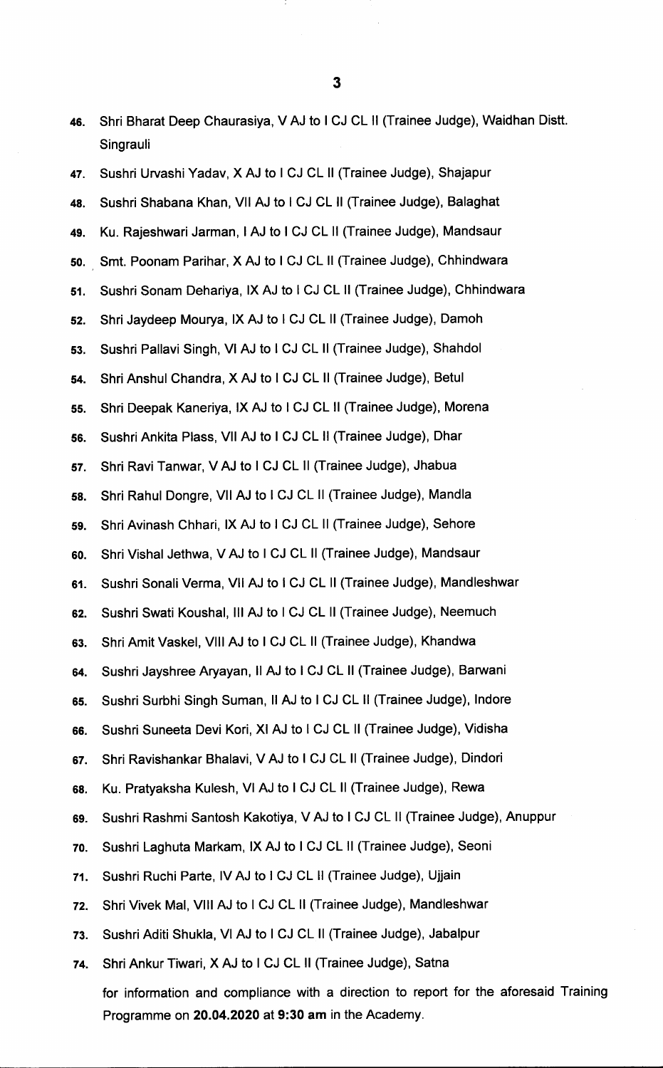46. Shri Bharat Deep Chaurasiya, V AJ to I CJ CL II (Trainee Judge), Waidhan Distt. Singrauli
47. Sushri Urvashi Yadav, X AJ to I CJ CL II (Trainee Judge), Shajapur
48. Sushri Shabana Khan, VII AJ to I CJ CL II (Trainee Judge), Balaghat
49. Ku. Rajeshwari Jarman, I AJ to I CJ CL II (Trainee Judge), Mandsaur
50. Smt. Poonam Parihar, X AJ to I CJ CL II (Trainee Judge), Chhindwara
51. Sushri Sonam Dehariya, IX AJ to I CJ CL II (Trainee Judge), Chhindwara
52. Shri Jaydeep Mourya, IX AJ to I CJ CL II (Trainee Judge), Damoh
53. Sushri Pallavi Singh, VI AJ to I CJ CL II (Trainee Judge), Shahdol
54. Shri Anshul Chandra, X AJ to I CJ CL II (Trainee Judge), Betul
55. Shri Deepak Kaneriya, IX AJ to I CJ CL II (Trainee Judge), Morena
56. Sushri Ankita Plass, VII AJ to I CJ CL II (Trainee Judge), Dhar
57. Shri Ravi Tanwar, V AJ to I CJ CL II (Trainee Judge), Jhabua
58. Shri Rahul Dongre, VII AJ to I CJ CL II (Trainee Judge), Mandla
59. Shri Avinash Chhari, IX AJ to I CJ CL II (Trainee Judge), Sehore
60. Shri Vishal Jethwa, V AJ to I CJ CL II (Trainee Judge), Mandsaur
61. Sushri Sonali Verma, VII AJ to I CJ CL II (Trainee Judge), Mandleshwar
62. Sushri Swati Koushal, III AJ to I CJ CL II (Trainee Judge), Neemuch
63. Shri Amit Vaskel, VIII AJ to I CJ CL II (Trainee Judge), Khandwa
64. Sushri Jayshree Aryayan, II AJ to I CJ CL II (Trainee Judge), Barwani
65. Sushri Surbhi Singh Suman, II AJ to I CJ CL II (Trainee Judge), Indore
66. Sushri Suneeta Devi Kori, XI AJ to I CJ CL II (Trainee Judge), Vidisha
67. Shri Ravishankar Bhalavi, V AJ to I CJ CL II (Trainee Judge), Dindori
68. Ku. Pratyaksha Kulesh, VI AJ to I CJ CL II (Trainee Judge), Rewa
69. Sushri Rashmi Santosh Kakotiya, V AJ to I CJ CL II (Trainee Judge), Anuppur
70. Sushri Laghuta Markam, IX AJ to I CJ CL II (Trainee Judge), Seoni
71. Sushri Ruchi Parte, IV AJ to I CJ CL II (Trainee Judge), Ujjain
72. Shri Vivek Mal, VIII AJ to I CJ CL II (Trainee Judge), Mandleshwar
73. Sushri Aditi Shukla, VI AJ to I CJ CL II (Trainee Judge), Jabalpur
74. Shri Ankur Tiwari, X AJ to I CJ CL II (Trainee Judge), Satna

for information and compliance with a direction to report for the aforesaid Training Programme on **20.04.2020** at **9:30 am** in the Academy.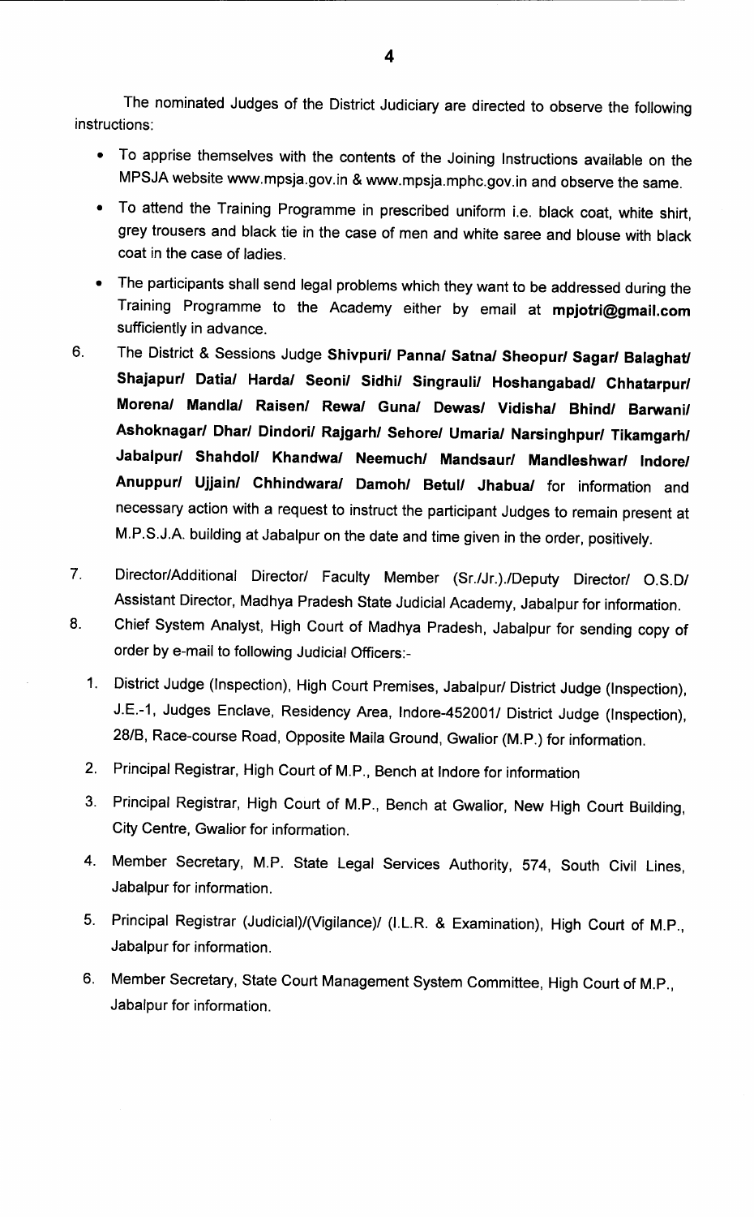The nominated Judges of the District Judiciary are directed to observe the following instructions:

- To apprise themselves with the contents of the Joining Instructions available on the MPSJA website www.mpsja.gov.in & www.mpsja.mphc.gov.in and observe the same.
- To attend the Training Programme in prescribed uniform i.e. black coat, white shirt, grey trousers and black tie in the case of men and white saree and blouse with black coat in the case of ladies.
- The participants shall send legal problems which they want to be addressed during the Training Programme to the Academy either by email at **mpjotri@gmail.com** sufficiently in advance.

6. The District & Sessions Judge **Shivpuri/ Panna/ Satna/ Sheopur/ Sagar/ Balaghat/ Shajapur/ Datia/ Harda/ Seoni/ Sidhi/ Singrauli/ Hoshangabad/ Chhatarpur/ Morena/ Mandla/ Raisen/ Rewa/ Guna/ Dewas/ Vidisha/ Bhind/ Barwani/ Ashoknagar/ Dhar/ Dindori/ Rajgarh/ Sehore/ Umaria/ Narsinghpur/ Tikamgarh/ Jabalpur/ Shahdol/ Khandwa/ Neemuch/ Mandsaur/ Mandleshwar/ Indore/ Anuppur/ Ujjain/ Chhindwara/ Damoh/ Betul/ Jhabua/** for information and necessary action with a request to instruct the participant Judges to remain present at M.P.S.J.A. building at Jabalpur on the date and time given in the order, positively.

7. Director/Additional Director/ Faculty Member (Sr./Jr.)./Deputy Director/ O.S.D/ Assistant Director, Madhya Pradesh State Judicial Academy, Jabalpur for information.

8. Chief System Analyst, High Court of Madhya Pradesh, Jabalpur for sending copy of order by e-mail to following Judicial Officers:-

   1. District Judge (Inspection), High Court Premises, Jabalpur/ District Judge (Inspection), J.E.-1, Judges Enclave, Residency Area, Indore-452001/ District Judge (Inspection), 28/B, Race-course Road, Opposite Maila Ground, Gwalior (M.P.) for information.
   2. Principal Registrar, High Court of M.P., Bench at Indore for information
   3. Principal Registrar, High Court of M.P., Bench at Gwalior, New High Court Building, City Centre, Gwalior for information.
   4. Member Secretary, M.P. State Legal Services Authority, 574, South Civil Lines, Jabalpur for information.
   5. Principal Registrar (Judicial)/(Vigilance)/ (I.L.R. & Examination), High Court of M.P., Jabalpur for information.
   6. Member Secretary, State Court Management System Committee, High Court of M.P., Jabalpur for information.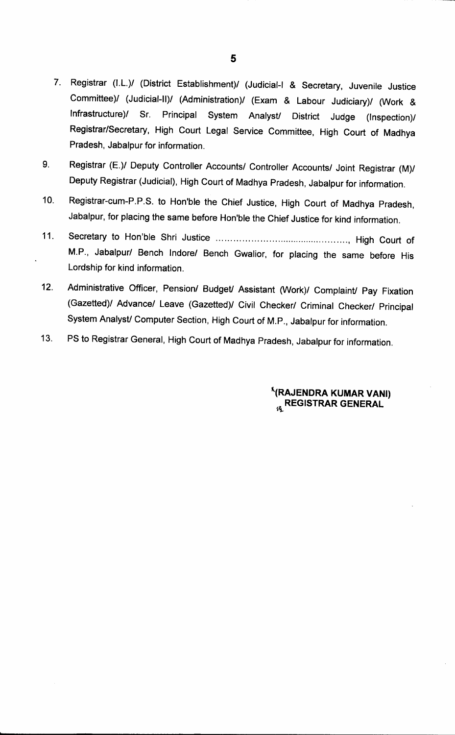7. Registrar (I.L.)/ (District Establishment)/ (Judicial-I & Secretary, Juvenile Justice Committee)/ (Judicial-II)/ (Administration)/ (Exam & Labour Judiciary)/ (Work & Infrastructure)/ Sr. Principal System Analyst/ District Judge (Inspection)/ Registrar/Secretary, High Court Legal Service Committee, High Court of Madhya Pradesh, Jabalpur for information.

9. Registrar (E.)/ Deputy Controller Accounts/ Controller Accounts/ Joint Registrar (M)/ Deputy Registrar (Judicial), High Court of Madhya Pradesh, Jabalpur for information.

10. Registrar-cum-P.P.S. to Hon'ble the Chief Justice, High Court of Madhya Pradesh, Jabalpur, for placing the same before Hon'ble the Chief Justice for kind information.

11. Secretary to Hon'ble Shri Justice ................................................, High Court of M.P., Jabalpur/ Bench Indore/ Bench Gwalior, for placing the same before His Lordship for kind information.

12. Administrative Officer, Pension/ Budget/ Assistant (Work)/ Complaint/ Pay Fixation (Gazetted)/ Advance/ Leave (Gazetted)/ Civil Checker/ Criminal Checker/ Principal System Analyst/ Computer Section, High Court of M.P., Jabalpur for information.

13. PS to Registrar General, High Court of Madhya Pradesh, Jabalpur for information.

**(RAJENDRA KUMAR VANI)**
**REGISTRAR GENERAL**